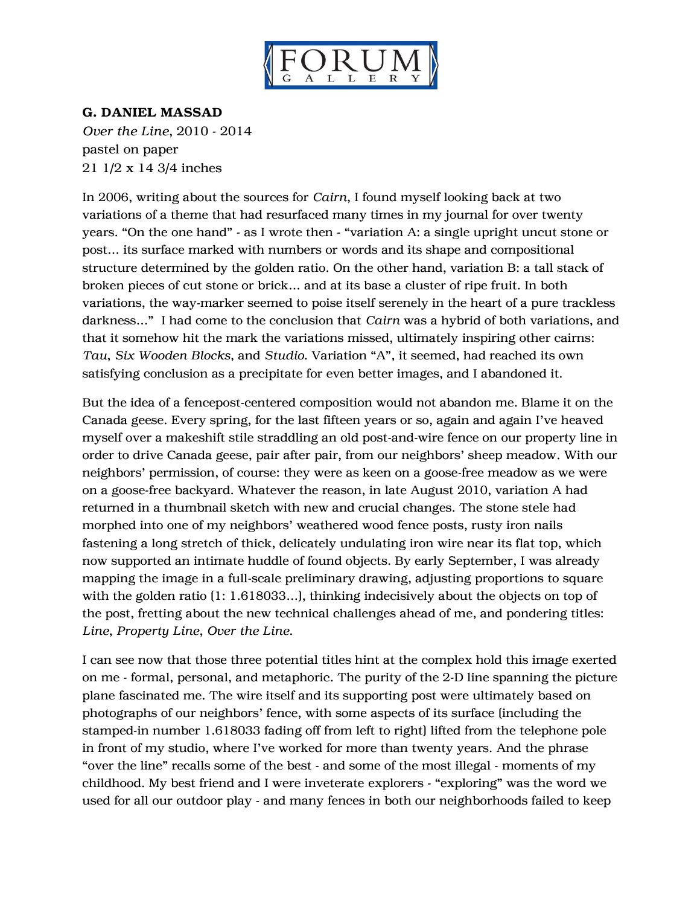**G. DANIEL MASSAD**
*Over the Line*, 2010 - 2014
pastel on paper
21 1/2 x 14 3/4 inches

In 2006, writing about the sources for *Cairn*, I found myself looking back at two variations of a theme that had resurfaced many times in my journal for over twenty years. "On the one hand" - as I wrote then - "variation A: a single upright uncut stone or post… its surface marked with numbers or words and its shape and compositional structure determined by the golden ratio. On the other hand, variation B: a tall stack of broken pieces of cut stone or brick… and at its base a cluster of ripe fruit. In both variations, the way-marker seemed to poise itself serenely in the heart of a pure trackless darkness…" I had come to the conclusion that *Cairn* was a hybrid of both variations, and that it somehow hit the mark the variations missed, ultimately inspiring other cairns: *Tau*, *Six Wooden Blocks*, and *Studio*. Variation "A", it seemed, had reached its own satisfying conclusion as a precipitate for even better images, and I abandoned it.

But the idea of a fencepost-centered composition would not abandon me. Blame it on the Canada geese. Every spring, for the last fifteen years or so, again and again I've heaved myself over a makeshift stile straddling an old post-and-wire fence on our property line in order to drive Canada geese, pair after pair, from our neighbors' sheep meadow. With our neighbors' permission, of course: they were as keen on a goose-free meadow as we were on a goose-free backyard. Whatever the reason, in late August 2010, variation A had returned in a thumbnail sketch with new and crucial changes. The stone stele had morphed into one of my neighbors' weathered wood fence posts, rusty iron nails fastening a long stretch of thick, delicately undulating iron wire near its flat top, which now supported an intimate huddle of found objects. By early September, I was already mapping the image in a full-scale preliminary drawing, adjusting proportions to square with the golden ratio (1: 1.618033…), thinking indecisively about the objects on top of the post, fretting about the new technical challenges ahead of me, and pondering titles: *Line*, *Property Line*, *Over the Line*.

I can see now that those three potential titles hint at the complex hold this image exerted on me - formal, personal, and metaphoric. The purity of the 2-D line spanning the picture plane fascinated me. The wire itself and its supporting post were ultimately based on photographs of our neighbors' fence, with some aspects of its surface (including the stamped-in number 1.618033 fading off from left to right) lifted from the telephone pole in front of my studio, where I've worked for more than twenty years. And the phrase "over the line" recalls some of the best - and some of the most illegal - moments of my childhood. My best friend and I were inveterate explorers - "exploring" was the word we used for all our outdoor play - and many fences in both our neighborhoods failed to keep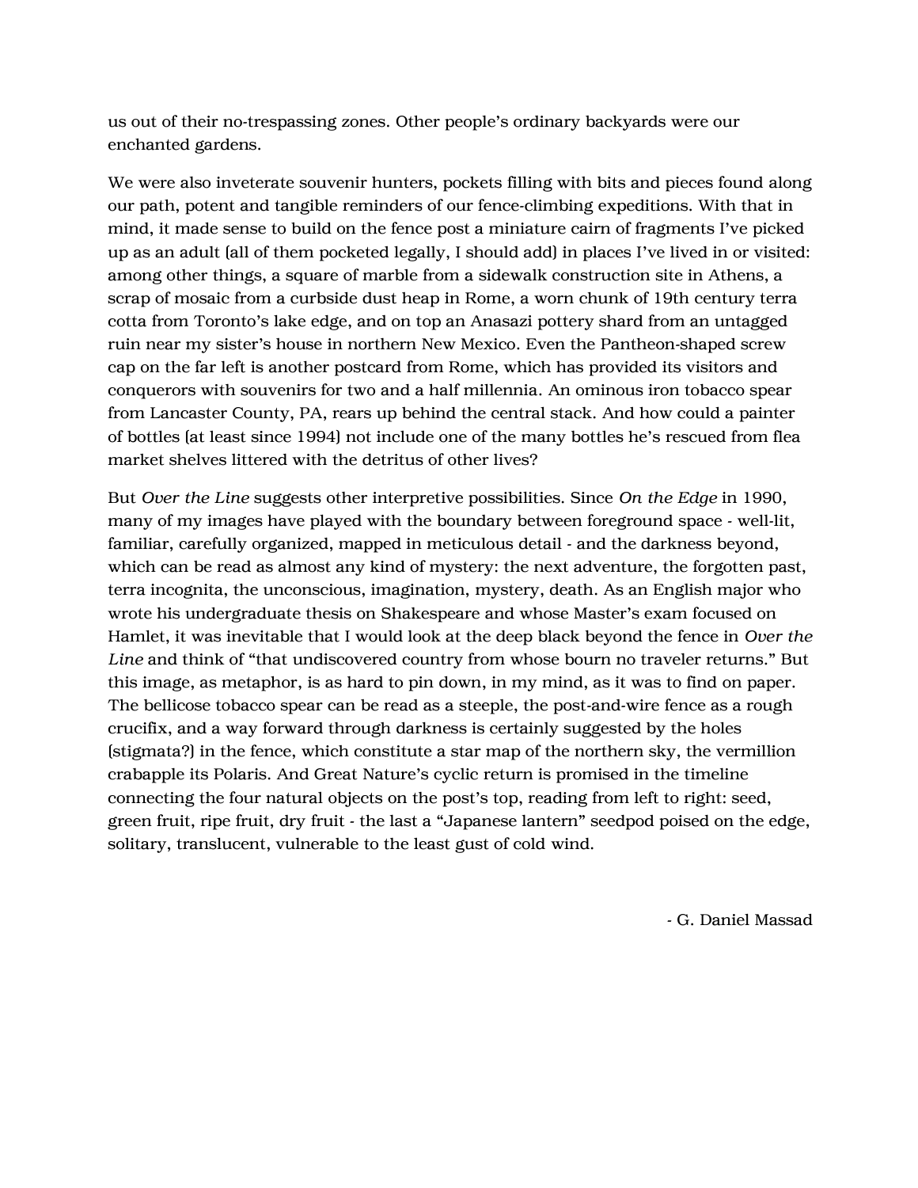us out of their no-trespassing zones. Other people's ordinary backyards were our enchanted gardens.

We were also inveterate souvenir hunters, pockets filling with bits and pieces found along our path, potent and tangible reminders of our fence-climbing expeditions. With that in mind, it made sense to build on the fence post a miniature cairn of fragments I've picked up as an adult (all of them pocketed legally, I should add) in places I've lived in or visited: among other things, a square of marble from a sidewalk construction site in Athens, a scrap of mosaic from a curbside dust heap in Rome, a worn chunk of 19th century terra cotta from Toronto's lake edge, and on top an Anasazi pottery shard from an untagged ruin near my sister's house in northern New Mexico. Even the Pantheon-shaped screw cap on the far left is another postcard from Rome, which has provided its visitors and conquerors with souvenirs for two and a half millennia. An ominous iron tobacco spear from Lancaster County, PA, rears up behind the central stack. And how could a painter of bottles (at least since 1994) not include one of the many bottles he's rescued from flea market shelves littered with the detritus of other lives?

But *Over the Line* suggests other interpretive possibilities. Since *On the Edge* in 1990, many of my images have played with the boundary between foreground space - well-lit, familiar, carefully organized, mapped in meticulous detail - and the darkness beyond, which can be read as almost any kind of mystery: the next adventure, the forgotten past, terra incognita, the unconscious, imagination, mystery, death. As an English major who wrote his undergraduate thesis on Shakespeare and whose Master's exam focused on Hamlet, it was inevitable that I would look at the deep black beyond the fence in *Over the Line* and think of "that undiscovered country from whose bourn no traveler returns." But this image, as metaphor, is as hard to pin down, in my mind, as it was to find on paper. The bellicose tobacco spear can be read as a steeple, the post-and-wire fence as a rough crucifix, and a way forward through darkness is certainly suggested by the holes (stigmata?) in the fence, which constitute a star map of the northern sky, the vermillion crabapple its Polaris. And Great Nature's cyclic return is promised in the timeline connecting the four natural objects on the post's top, reading from left to right: seed, green fruit, ripe fruit, dry fruit - the last a "Japanese lantern" seedpod poised on the edge, solitary, translucent, vulnerable to the least gust of cold wind.

- G. Daniel Massad